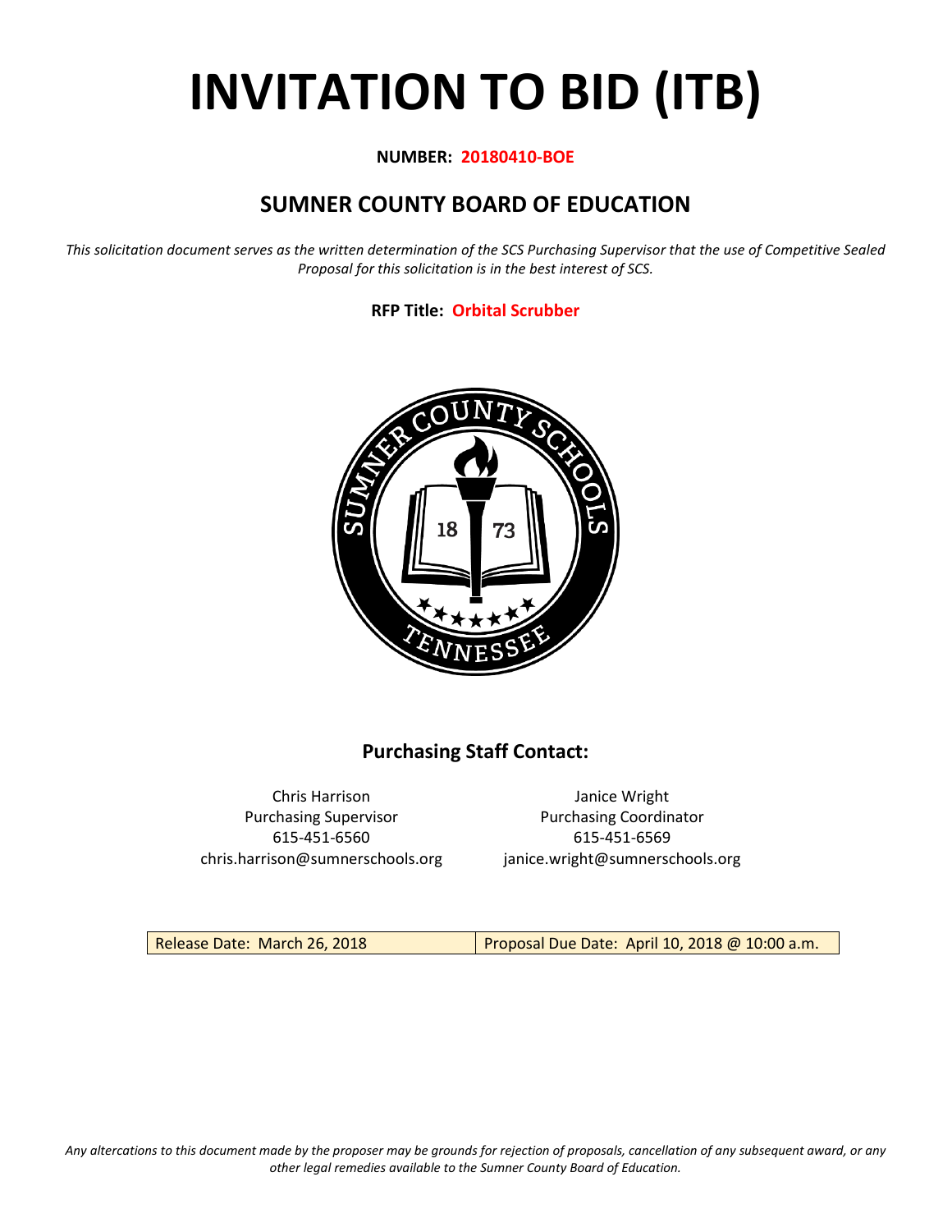# INVITATION TO BID (ITB)

**NUMBER: 20180410-BOE**

## SUMNER COUNTY BOARD OF EDUCATION

*This solicitation document serves as the written determination of the SCS Purchasing Supervisor that the use of Competitive Sealed Proposal for this solicitation is in the best interest of SCS.*

**RFP Title: Orbital Scrubber**

### Purchasing Staff Contact:

| | |
|---|---|
| Chris Harrison | Janice Wright |
| Purchasing Supervisor | Purchasing Coordinator |
| 615-451-6560 | 615-451-6569 |
| chris.harrison@sumnerschools.org | janice.wright@sumnerschools.org |

| Release Date: March 26, 2018 | Proposal Due Date: April 10, 2018 @ 10:00 a.m. |
|---|---|

*Any altercations to this document made by the proposer may be grounds for rejection of proposals, cancellation of any subsequent award, or any other legal remedies available to the Sumner County Board of Education.*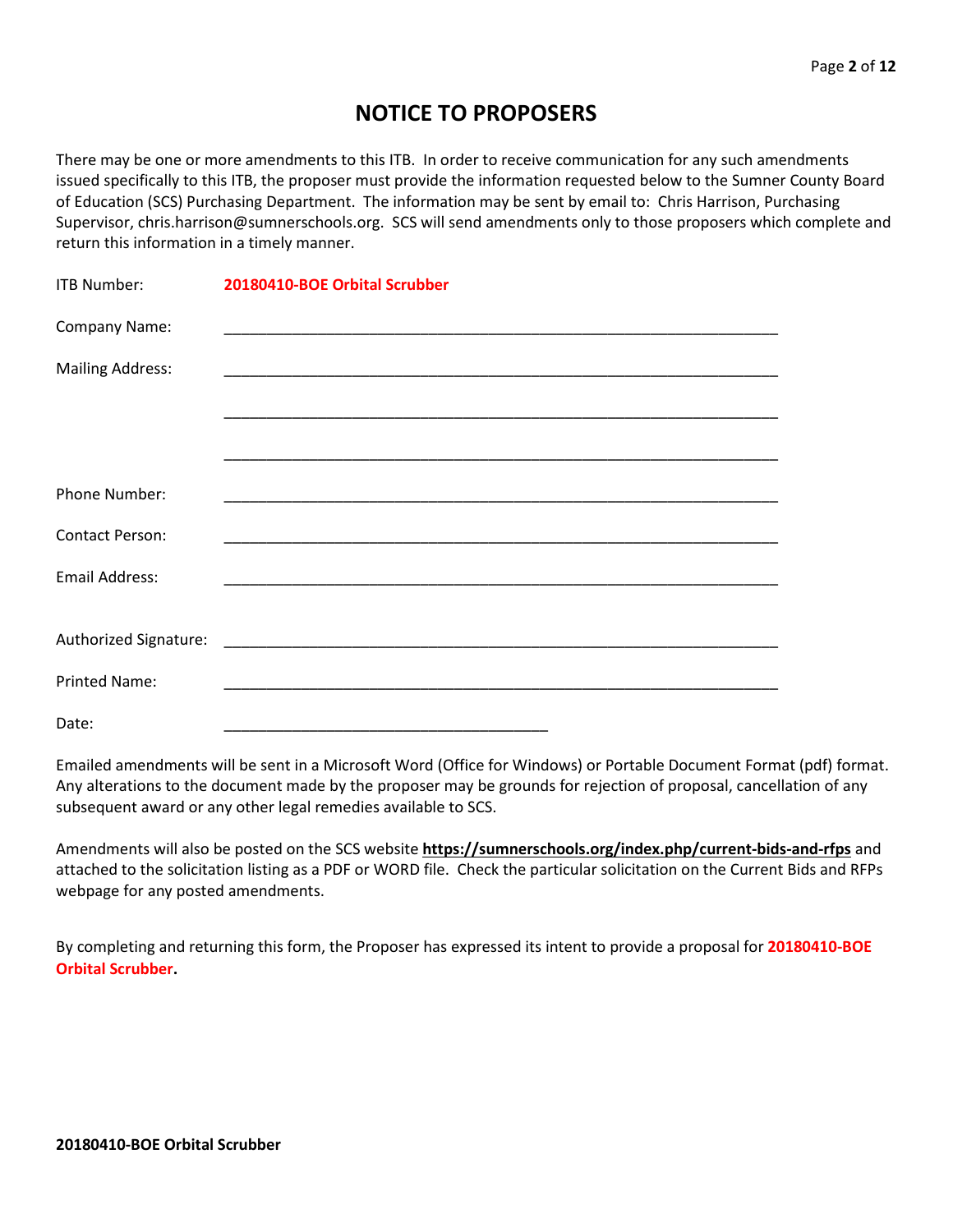# NOTICE TO PROPOSERS

There may be one or more amendments to this ITB. In order to receive communication for any such amendments issued specifically to this ITB, the proposer must provide the information requested below to the Sumner County Board of Education (SCS) Purchasing Department. The information may be sent by email to: Chris Harrison, Purchasing Supervisor, chris.harrison@sumnerschools.org. SCS will send amendments only to those proposers which complete and return this information in a timely manner.

ITB Number: **20180410-BOE Orbital Scrubber**

Company Name: ______________________________________________________________

Mailing Address: ______________________________________________________________

______________________________________________________________

______________________________________________________________

Phone Number: ______________________________________________________________

Contact Person: ______________________________________________________________

Email Address: ______________________________________________________________

Authorized Signature: ______________________________________________________________

Printed Name: ______________________________________________________________

Date: _____________________________________

Emailed amendments will be sent in a Microsoft Word (Office for Windows) or Portable Document Format (pdf) format. Any alterations to the document made by the proposer may be grounds for rejection of proposal, cancellation of any subsequent award or any other legal remedies available to SCS.

Amendments will also be posted on the SCS website **https://sumnerschools.org/index.php/current-bids-and-rfps** and attached to the solicitation listing as a PDF or WORD file. Check the particular solicitation on the Current Bids and RFPs webpage for any posted amendments.

By completing and returning this form, the Proposer has expressed its intent to provide a proposal for **20180410-BOE Orbital Scrubber.**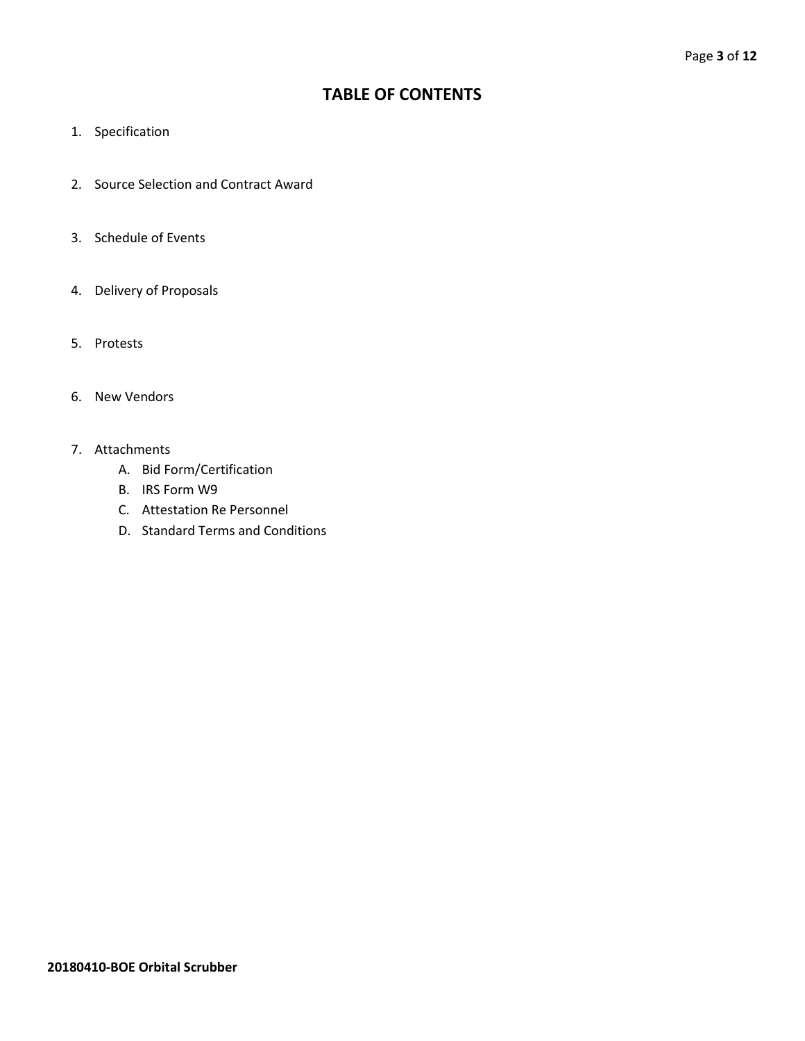# TABLE OF CONTENTS

1. Specification
2. Source Selection and Contract Award
3. Schedule of Events
4. Delivery of Proposals
5. Protests
6. New Vendors
7. Attachments
   A. Bid Form/Certification
   B. IRS Form W9
   C. Attestation Re Personnel
   D. Standard Terms and Conditions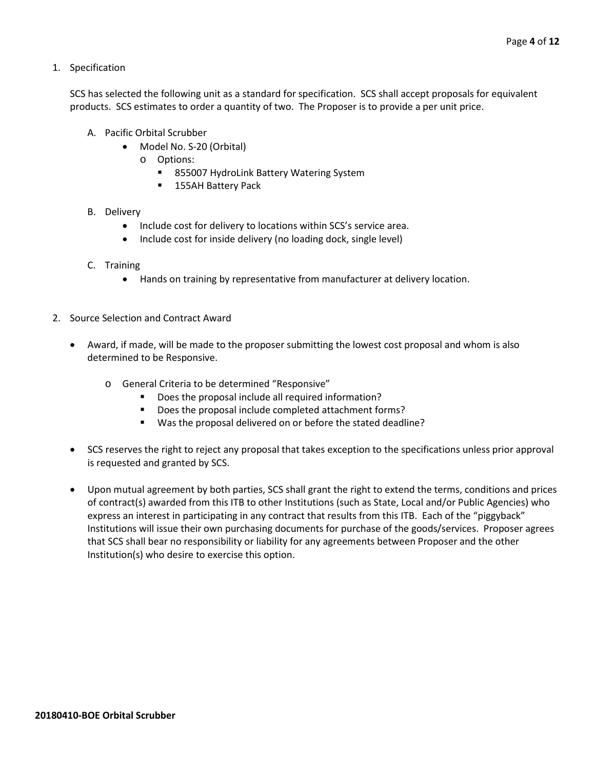1. Specification

   SCS has selected the following unit as a standard for specification. SCS shall accept proposals for equivalent products. SCS estimates to order a quantity of two. The Proposer is to provide a per unit price.

   A. Pacific Orbital Scrubber
      - Model No. S-20 (Orbital)
        - Options:
          - 855007 HydroLink Battery Watering System
          - 155AH Battery Pack

   B. Delivery
      - Include cost for delivery to locations within SCS's service area.
      - Include cost for inside delivery (no loading dock, single level)

   C. Training
      - Hands on training by representative from manufacturer at delivery location.

2. Source Selection and Contract Award

   - Award, if made, will be made to the proposer submitting the lowest cost proposal and whom is also determined to be Responsive.
     - General Criteria to be determined "Responsive"
       - Does the proposal include all required information?
       - Does the proposal include completed attachment forms?
       - Was the proposal delivered on or before the stated deadline?
   - SCS reserves the right to reject any proposal that takes exception to the specifications unless prior approval is requested and granted by SCS.
   - Upon mutual agreement by both parties, SCS shall grant the right to extend the terms, conditions and prices of contract(s) awarded from this ITB to other Institutions (such as State, Local and/or Public Agencies) who express an interest in participating in any contract that results from this ITB. Each of the "piggyback" Institutions will issue their own purchasing documents for purchase of the goods/services. Proposer agrees that SCS shall bear no responsibility or liability for any agreements between Proposer and the other Institution(s) who desire to exercise this option.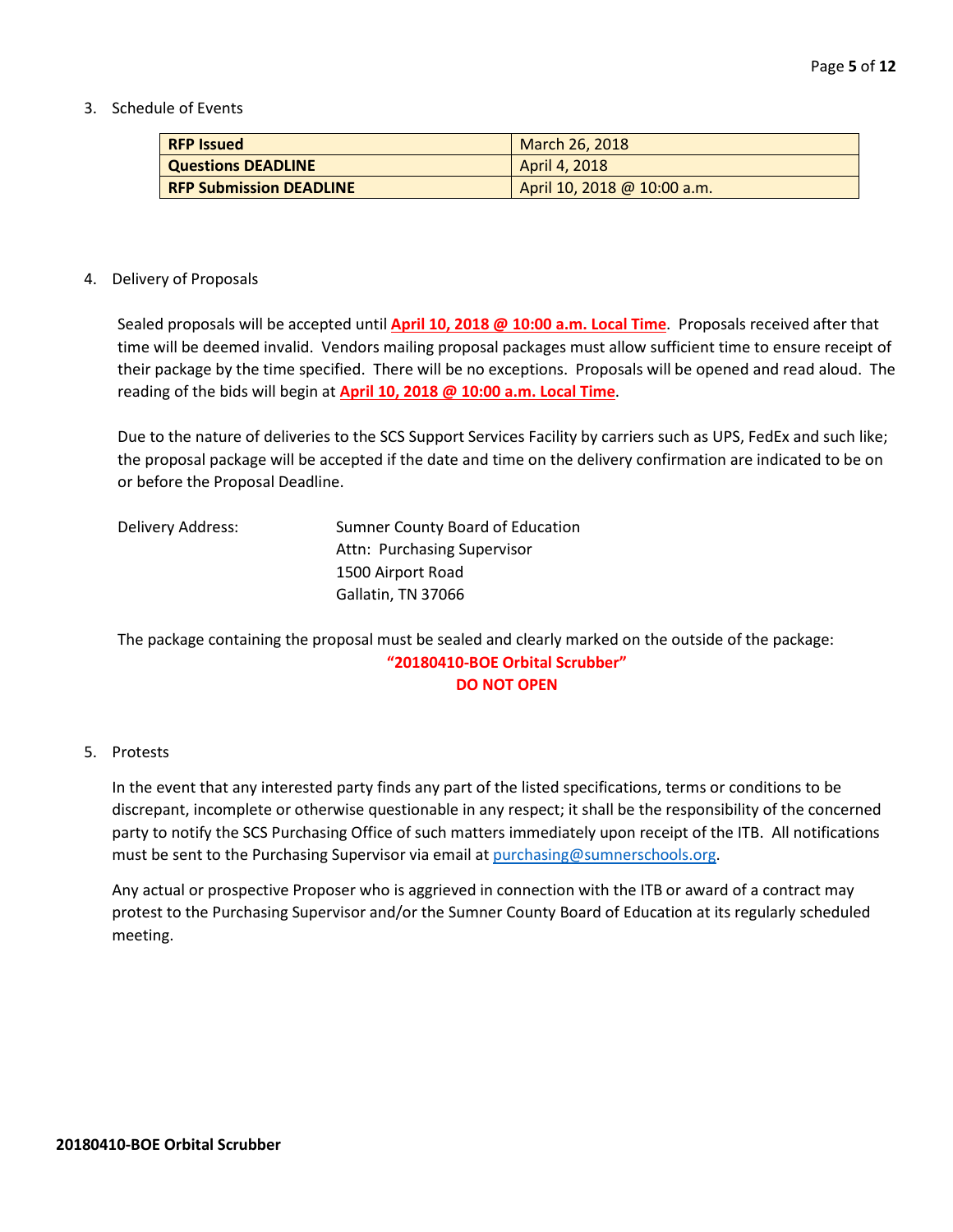3. Schedule of Events

| **RFP Issued** | March 26, 2018 |
|---|---|
| **Questions DEADLINE** | April 4, 2018 |
| **RFP Submission DEADLINE** | April 10, 2018 @ 10:00 a.m. |

4. Delivery of Proposals

Sealed proposals will be accepted until **April 10, 2018 @ 10:00 a.m. Local Time**. Proposals received after that time will be deemed invalid. Vendors mailing proposal packages must allow sufficient time to ensure receipt of their package by the time specified. There will be no exceptions. Proposals will be opened and read aloud. The reading of the bids will begin at **April 10, 2018 @ 10:00 a.m. Local Time**.

Due to the nature of deliveries to the SCS Support Services Facility by carriers such as UPS, FedEx and such like; the proposal package will be accepted if the date and time on the delivery confirmation are indicated to be on or before the Proposal Deadline.

Delivery Address:

Sumner County Board of Education
Attn: Purchasing Supervisor
1500 Airport Road
Gallatin, TN 37066

The package containing the proposal must be sealed and clearly marked on the outside of the package:

**"20180410-BOE Orbital Scrubber"**
**DO NOT OPEN**

5. Protests

In the event that any interested party finds any part of the listed specifications, terms or conditions to be discrepant, incomplete or otherwise questionable in any respect; it shall be the responsibility of the concerned party to notify the SCS Purchasing Office of such matters immediately upon receipt of the ITB. All notifications must be sent to the Purchasing Supervisor via email at purchasing@sumnerschools.org.

Any actual or prospective Proposer who is aggrieved in connection with the ITB or award of a contract may protest to the Purchasing Supervisor and/or the Sumner County Board of Education at its regularly scheduled meeting.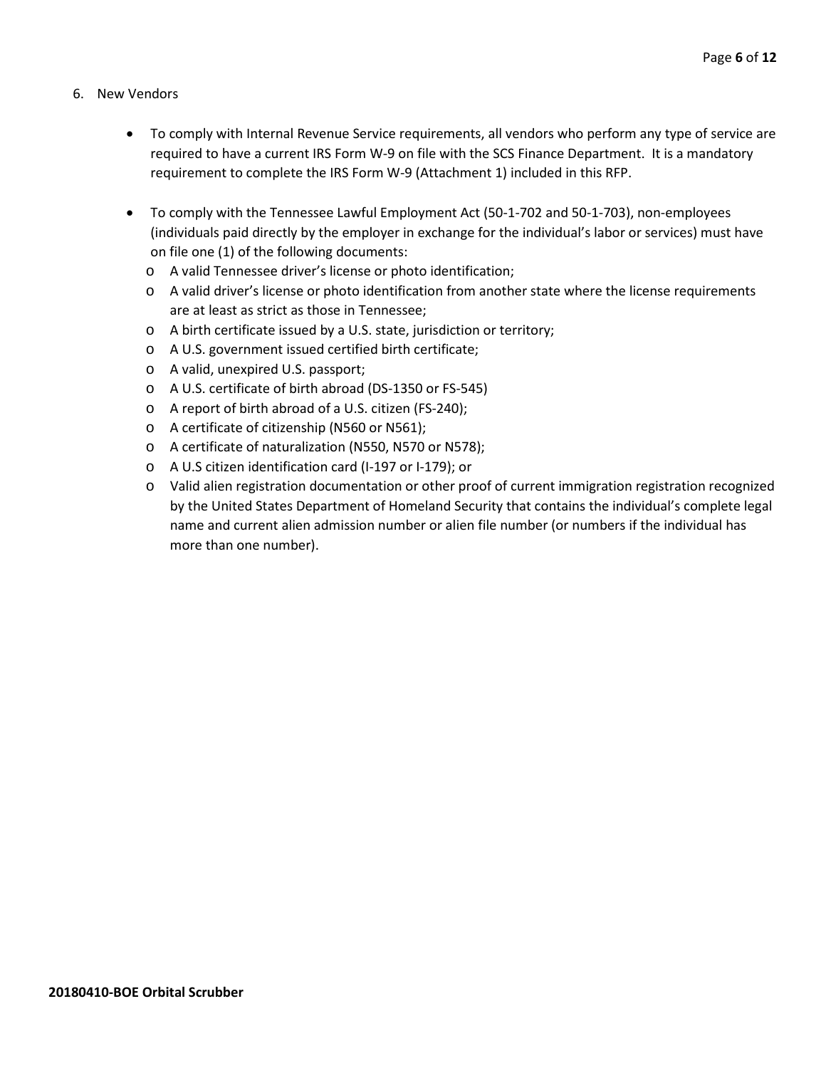6. New Vendors

   - To comply with Internal Revenue Service requirements, all vendors who perform any type of service are required to have a current IRS Form W-9 on file with the SCS Finance Department. It is a mandatory requirement to complete the IRS Form W-9 (Attachment 1) included in this RFP.

   - To comply with the Tennessee Lawful Employment Act (50-1-702 and 50-1-703), non-employees (individuals paid directly by the employer in exchange for the individual's labor or services) must have on file one (1) of the following documents:
     - A valid Tennessee driver's license or photo identification;
     - A valid driver's license or photo identification from another state where the license requirements are at least as strict as those in Tennessee;
     - A birth certificate issued by a U.S. state, jurisdiction or territory;
     - A U.S. government issued certified birth certificate;
     - A valid, unexpired U.S. passport;
     - A U.S. certificate of birth abroad (DS-1350 or FS-545)
     - A report of birth abroad of a U.S. citizen (FS-240);
     - A certificate of citizenship (N560 or N561);
     - A certificate of naturalization (N550, N570 or N578);
     - A U.S citizen identification card (I-197 or I-179); or
     - Valid alien registration documentation or other proof of current immigration registration recognized by the United States Department of Homeland Security that contains the individual's complete legal name and current alien admission number or alien file number (or numbers if the individual has more than one number).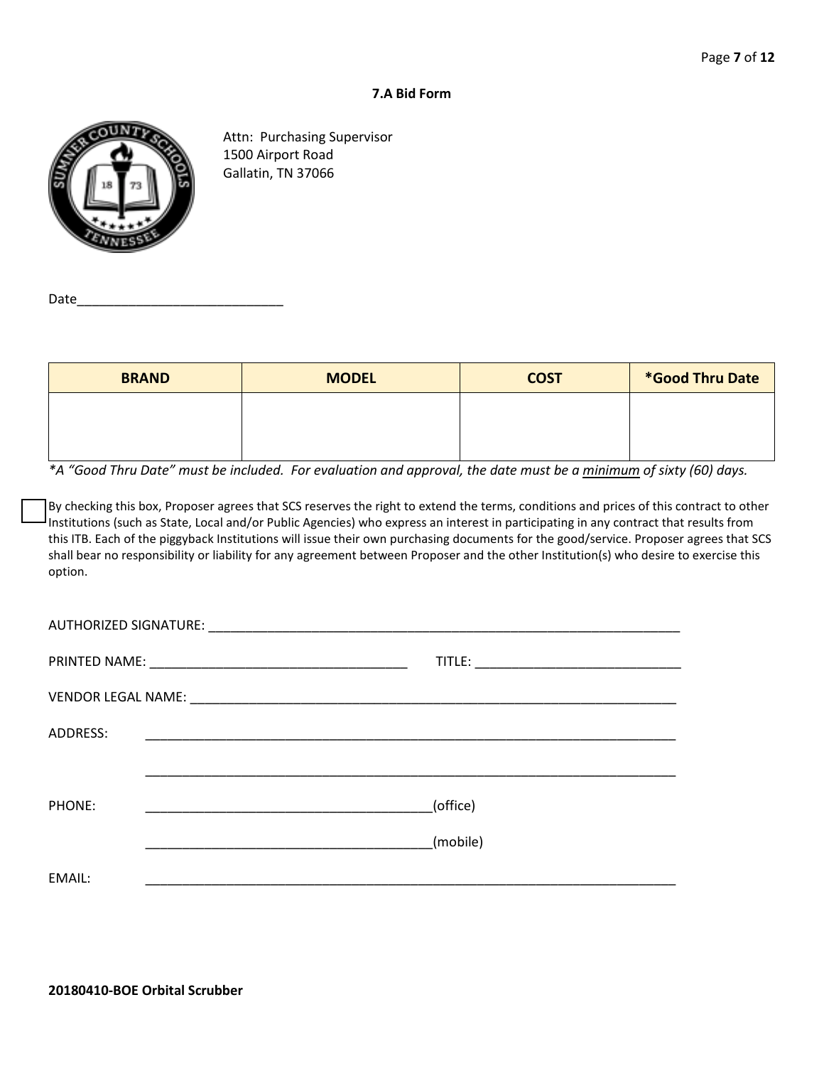### 7.A Bid Form

Attn: Purchasing Supervisor
1500 Airport Road
Gallatin, TN 37066

Date____________________________

| BRAND | MODEL | COST | *Good Thru Date |
|---|---|---|---|
| | | | |

*\*A "Good Thru Date" must be included. For evaluation and approval, the date must be a minimum of sixty (60) days.*

☐ By checking this box, Proposer agrees that SCS reserves the right to extend the terms, conditions and prices of this contract to other Institutions (such as State, Local and/or Public Agencies) who express an interest in participating in any contract that results from this ITB. Each of the piggyback Institutions will issue their own purchasing documents for the good/service. Proposer agrees that SCS shall bear no responsibility or liability for any agreement between Proposer and the other Institution(s) who desire to exercise this option.

AUTHORIZED SIGNATURE: ____________________________________________________________________

PRINTED NAME: ____________________________________ TITLE: ____________________________

VENDOR LEGAL NAME: ____________________________________________________________________

ADDRESS: ____________________________________________________________________

____________________________________________________________________

PHONE: ______________________________________(office)

______________________________________(mobile)

EMAIL: ____________________________________________________________________

**20180410-BOE Orbital Scrubber**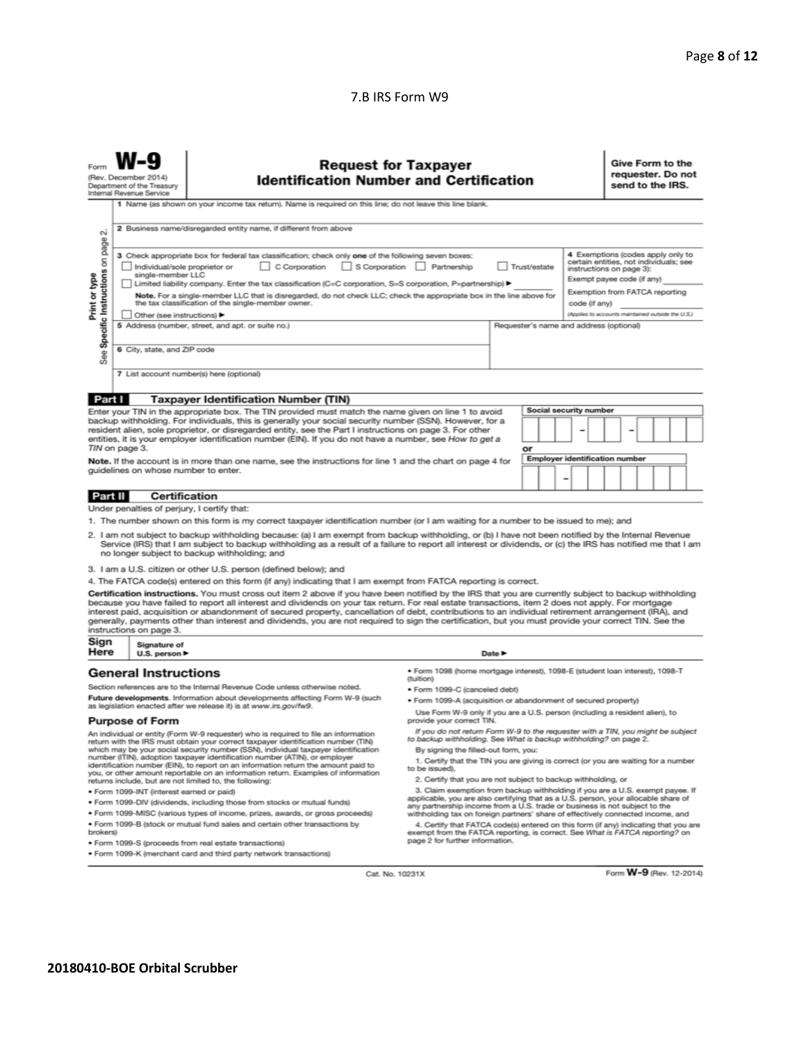7.B IRS Form W9

Form **W-9**
(Rev. December 2014)
Department of the Treasury
Internal Revenue Service

# Request for Taxpayer Identification Number and Certification

**Give Form to the requester. Do not send to the IRS.**

Print or type
See **Specific Instructions** on page 2.

1 Name (as shown on your income tax return). Name is required on this line; do not leave this line blank.

2 Business name/disregarded entity name, if different from above

3 Check appropriate box for federal tax classification; check only **one** of the following seven boxes:

☐ Individual/sole proprietor or single-member LLC ☐ C Corporation ☐ S Corporation ☐ Partnership ☐ Trust/estate

☐ Limited liability company. Enter the tax classification (C=C corporation, S=S corporation, P=partnership) ▶ ________

**Note.** For a single-member LLC that is disregarded, do not check LLC; check the appropriate box in the line above for the tax classification of the single-member owner.

☐ Other (see instructions) ▶

4 Exemptions (codes apply only to certain entities, not individuals; see instructions on page 3):

Exempt payee code (if any) ________

Exemption from FATCA reporting code (if any) ________

*(Applies to accounts maintained outside the U.S.)*

5 Address (number, street, and apt. or suite no.)

Requester's name and address (optional)

6 City, state, and ZIP code

7 List account number(s) here (optional)

## Part I Taxpayer Identification Number (TIN)

Enter your TIN in the appropriate box. The TIN provided must match the name given on line 1 to avoid backup withholding. For individuals, this is generally your social security number (SSN). However, for a resident alien, sole proprietor, or disregarded entity, see the Part I instructions on page 3. For other entities, it is your employer identification number (EIN). If you do not have a number, see *How to get a TIN* on page 3.

**Note.** If the account is in more than one name, see the instructions for line 1 and the chart on page 4 for guidelines on whose number to enter.

**Social security number**

| | | | – | | | – | | | | |
|---|---|---|---|---|---|---|---|---|---|---|

or

**Employer identification number**

| | | – | | | | | | | |
|---|---|---|---|---|---|---|---|---|---|

## Part II Certification

Under penalties of perjury, I certify that:

1. The number shown on this form is my correct taxpayer identification number (or I am waiting for a number to be issued to me); and
2. I am not subject to backup withholding because: (a) I am exempt from backup withholding, or (b) I have not been notified by the Internal Revenue Service (IRS) that I am subject to backup withholding as a result of a failure to report all interest or dividends, or (c) the IRS has notified me that I am no longer subject to backup withholding; and
3. I am a U.S. citizen or other U.S. person (defined below); and
4. The FATCA code(s) entered on this form (if any) indicating that I am exempt from FATCA reporting is correct.

**Certification instructions.** You must cross out item 2 above if you have been notified by the IRS that you are currently subject to backup withholding because you have failed to report all interest and dividends on your tax return. For real estate transactions, item 2 does not apply. For mortgage interest paid, acquisition or abandonment of secured property, cancellation of debt, contributions to an individual retirement arrangement (IRA), and generally, payments other than interest and dividends, you are not required to sign the certification, but you must provide your correct TIN. See the instructions on page 3.

**Sign Here** Signature of U.S. person ▶ Date ▶

## General Instructions

Section references are to the Internal Revenue Code unless otherwise noted.

**Future developments.** Information about developments affecting Form W-9 (such as legislation enacted after we release it) is at *www.irs.gov/fw9*.

### Purpose of Form

An individual or entity (Form W-9 requester) who is required to file an information return with the IRS must obtain your correct taxpayer identification number (TIN) which may be your social security number (SSN), individual taxpayer identification number (ITIN), adoption taxpayer identification number (ATIN), or employer identification number (EIN), to report on an information return the amount paid to you, or other amount reportable on an information return. Examples of information returns include, but are not limited to, the following:

- Form 1099-INT (interest earned or paid)
- Form 1099-DIV (dividends, including those from stocks or mutual funds)
- Form 1099-MISC (various types of income, prizes, awards, or gross proceeds)
- Form 1099-B (stock or mutual fund sales and certain other transactions by brokers)
- Form 1099-S (proceeds from real estate transactions)
- Form 1099-K (merchant card and third party network transactions)
- Form 1098 (home mortgage interest), 1098-E (student loan interest), 1098-T (tuition)
- Form 1099-C (canceled debt)
- Form 1099-A (acquisition or abandonment of secured property)

Use Form W-9 only if you are a U.S. person (including a resident alien), to provide your correct TIN.

*If you do not return Form W-9 to the requester with a TIN, you might be subject to backup withholding. See What is backup withholding? on page 2.*

By signing the filled-out form, you:

1. Certify that the TIN you are giving is correct (or you are waiting for a number to be issued),
2. Certify that you are not subject to backup withholding, or
3. Claim exemption from backup withholding if you are a U.S. exempt payee. If applicable, you are also certifying that as a U.S. person, your allocable share of any partnership income from a U.S. trade or business is not subject to the withholding tax on foreign partners' share of effectively connected income, and
4. Certify that FATCA code(s) entered on this form (if any) indicating that you are exempt from the FATCA reporting, is correct. See *What is FATCA reporting?* on page 2 for further information.

Cat. No. 10231X Form **W-9** (Rev. 12-2014)

**20180410-BOE Orbital Scrubber**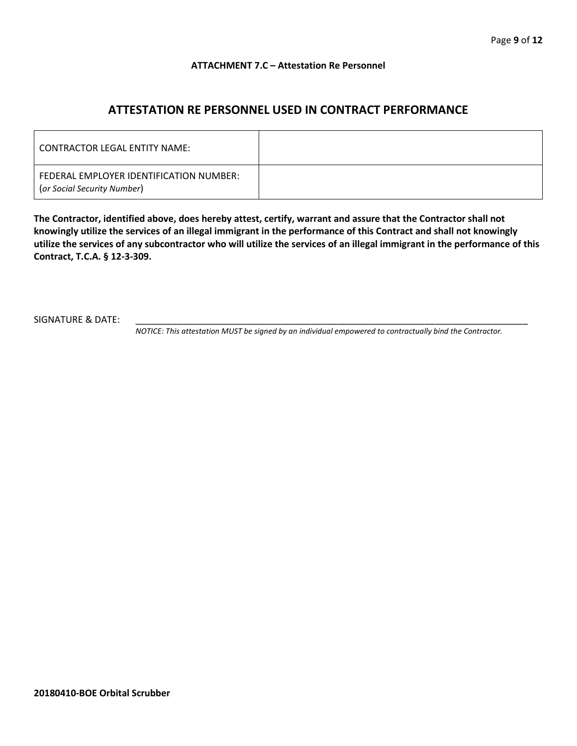**ATTACHMENT 7.C – Attestation Re Personnel**

## ATTESTATION RE PERSONNEL USED IN CONTRACT PERFORMANCE

| CONTRACTOR LEGAL ENTITY NAME: | |
|---|---|
| FEDERAL EMPLOYER IDENTIFICATION NUMBER: (*or Social Security Number*) | |

**The Contractor, identified above, does hereby attest, certify, warrant and assure that the Contractor shall not knowingly utilize the services of an illegal immigrant in the performance of this Contract and shall not knowingly utilize the services of any subcontractor who will utilize the services of an illegal immigrant in the performance of this Contract, T.C.A. § 12-3-309.**

SIGNATURE & DATE: ____________________________________________________________________________

*NOTICE: This attestation MUST be signed by an individual empowered to contractually bind the Contractor.*

**20180410-BOE Orbital Scrubber**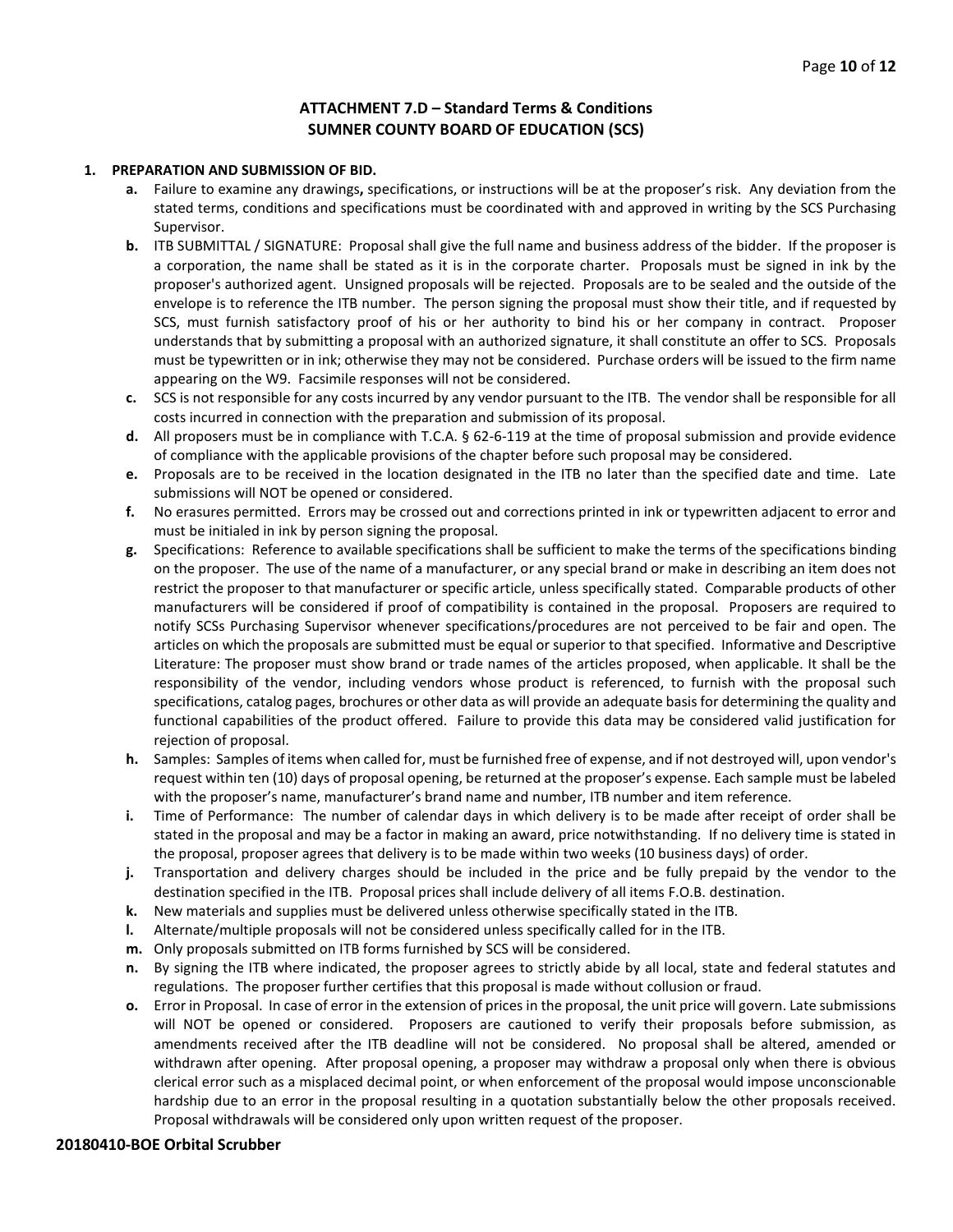## ATTACHMENT 7.D – Standard Terms & Conditions
## SUMNER COUNTY BOARD OF EDUCATION (SCS)

**1. PREPARATION AND SUBMISSION OF BID.**

- **a.** Failure to examine any drawings**,** specifications, or instructions will be at the proposer's risk. Any deviation from the stated terms, conditions and specifications must be coordinated with and approved in writing by the SCS Purchasing Supervisor.
- **b.** ITB SUBMITTAL / SIGNATURE: Proposal shall give the full name and business address of the bidder. If the proposer is a corporation, the name shall be stated as it is in the corporate charter. Proposals must be signed in ink by the proposer's authorized agent. Unsigned proposals will be rejected. Proposals are to be sealed and the outside of the envelope is to reference the ITB number. The person signing the proposal must show their title, and if requested by SCS, must furnish satisfactory proof of his or her authority to bind his or her company in contract. Proposer understands that by submitting a proposal with an authorized signature, it shall constitute an offer to SCS. Proposals must be typewritten or in ink; otherwise they may not be considered. Purchase orders will be issued to the firm name appearing on the W9. Facsimile responses will not be considered.
- **c.** SCS is not responsible for any costs incurred by any vendor pursuant to the ITB. The vendor shall be responsible for all costs incurred in connection with the preparation and submission of its proposal.
- **d.** All proposers must be in compliance with T.C.A. § 62-6-119 at the time of proposal submission and provide evidence of compliance with the applicable provisions of the chapter before such proposal may be considered.
- **e.** Proposals are to be received in the location designated in the ITB no later than the specified date and time. Late submissions will NOT be opened or considered.
- **f.** No erasures permitted. Errors may be crossed out and corrections printed in ink or typewritten adjacent to error and must be initialed in ink by person signing the proposal.
- **g.** Specifications: Reference to available specifications shall be sufficient to make the terms of the specifications binding on the proposer. The use of the name of a manufacturer, or any special brand or make in describing an item does not restrict the proposer to that manufacturer or specific article, unless specifically stated. Comparable products of other manufacturers will be considered if proof of compatibility is contained in the proposal. Proposers are required to notify SCSs Purchasing Supervisor whenever specifications/procedures are not perceived to be fair and open. The articles on which the proposals are submitted must be equal or superior to that specified. Informative and Descriptive Literature: The proposer must show brand or trade names of the articles proposed, when applicable. It shall be the responsibility of the vendor, including vendors whose product is referenced, to furnish with the proposal such specifications, catalog pages, brochures or other data as will provide an adequate basis for determining the quality and functional capabilities of the product offered. Failure to provide this data may be considered valid justification for rejection of proposal.
- **h.** Samples: Samples of items when called for, must be furnished free of expense, and if not destroyed will, upon vendor's request within ten (10) days of proposal opening, be returned at the proposer's expense. Each sample must be labeled with the proposer's name, manufacturer's brand name and number, ITB number and item reference.
- **i.** Time of Performance: The number of calendar days in which delivery is to be made after receipt of order shall be stated in the proposal and may be a factor in making an award, price notwithstanding. If no delivery time is stated in the proposal, proposer agrees that delivery is to be made within two weeks (10 business days) of order.
- **j.** Transportation and delivery charges should be included in the price and be fully prepaid by the vendor to the destination specified in the ITB. Proposal prices shall include delivery of all items F.O.B. destination.
- **k.** New materials and supplies must be delivered unless otherwise specifically stated in the ITB.
- **l.** Alternate/multiple proposals will not be considered unless specifically called for in the ITB.
- **m.** Only proposals submitted on ITB forms furnished by SCS will be considered.
- **n.** By signing the ITB where indicated, the proposer agrees to strictly abide by all local, state and federal statutes and regulations. The proposer further certifies that this proposal is made without collusion or fraud.
- **o.** Error in Proposal. In case of error in the extension of prices in the proposal, the unit price will govern. Late submissions will NOT be opened or considered. Proposers are cautioned to verify their proposals before submission, as amendments received after the ITB deadline will not be considered. No proposal shall be altered, amended or withdrawn after opening. After proposal opening, a proposer may withdraw a proposal only when there is obvious clerical error such as a misplaced decimal point, or when enforcement of the proposal would impose unconscionable hardship due to an error in the proposal resulting in a quotation substantially below the other proposals received. Proposal withdrawals will be considered only upon written request of the proposer.

**20180410-BOE Orbital Scrubber**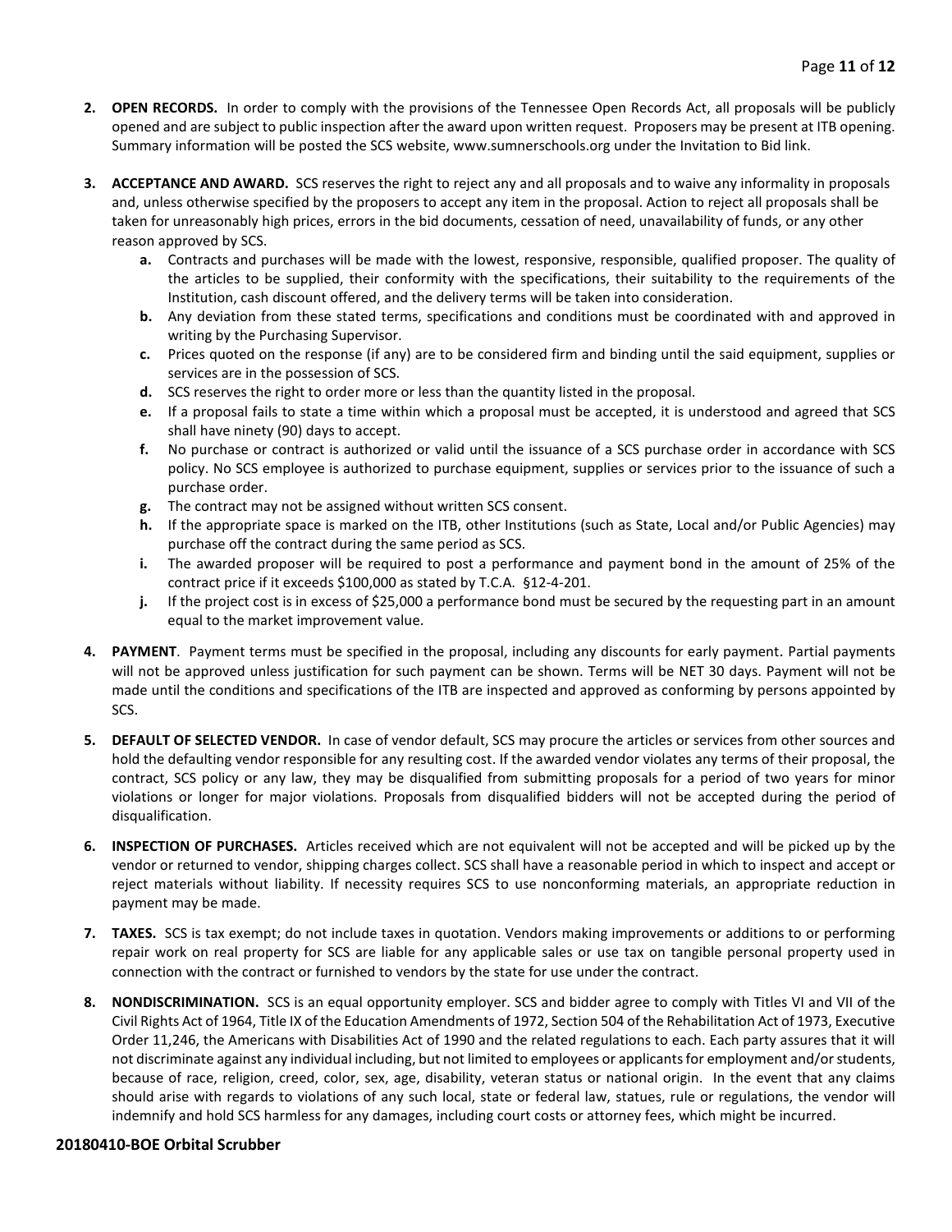2. **OPEN RECORDS.** In order to comply with the provisions of the Tennessee Open Records Act, all proposals will be publicly opened and are subject to public inspection after the award upon written request. Proposers may be present at ITB opening. Summary information will be posted the SCS website, www.sumnerschools.org under the Invitation to Bid link.

3. **ACCEPTANCE AND AWARD.** SCS reserves the right to reject any and all proposals and to waive any informality in proposals and, unless otherwise specified by the proposers to accept any item in the proposal. Action to reject all proposals shall be taken for unreasonably high prices, errors in the bid documents, cessation of need, unavailability of funds, or any other reason approved by SCS.
   - **a.** Contracts and purchases will be made with the lowest, responsive, responsible, qualified proposer. The quality of the articles to be supplied, their conformity with the specifications, their suitability to the requirements of the Institution, cash discount offered, and the delivery terms will be taken into consideration.
   - **b.** Any deviation from these stated terms, specifications and conditions must be coordinated with and approved in writing by the Purchasing Supervisor.
   - **c.** Prices quoted on the response (if any) are to be considered firm and binding until the said equipment, supplies or services are in the possession of SCS.
   - **d.** SCS reserves the right to order more or less than the quantity listed in the proposal.
   - **e.** If a proposal fails to state a time within which a proposal must be accepted, it is understood and agreed that SCS shall have ninety (90) days to accept.
   - **f.** No purchase or contract is authorized or valid until the issuance of a SCS purchase order in accordance with SCS policy. No SCS employee is authorized to purchase equipment, supplies or services prior to the issuance of such a purchase order.
   - **g.** The contract may not be assigned without written SCS consent.
   - **h.** If the appropriate space is marked on the ITB, other Institutions (such as State, Local and/or Public Agencies) may purchase off the contract during the same period as SCS.
   - **i.** The awarded proposer will be required to post a performance and payment bond in the amount of 25% of the contract price if it exceeds $100,000 as stated by T.C.A. §12-4-201.
   - **j.** If the project cost is in excess of $25,000 a performance bond must be secured by the requesting part in an amount equal to the market improvement value.

4. **PAYMENT**. Payment terms must be specified in the proposal, including any discounts for early payment. Partial payments will not be approved unless justification for such payment can be shown. Terms will be NET 30 days. Payment will not be made until the conditions and specifications of the ITB are inspected and approved as conforming by persons appointed by SCS.

5. **DEFAULT OF SELECTED VENDOR.** In case of vendor default, SCS may procure the articles or services from other sources and hold the defaulting vendor responsible for any resulting cost. If the awarded vendor violates any terms of their proposal, the contract, SCS policy or any law, they may be disqualified from submitting proposals for a period of two years for minor violations or longer for major violations. Proposals from disqualified bidders will not be accepted during the period of disqualification.

6. **INSPECTION OF PURCHASES.** Articles received which are not equivalent will not be accepted and will be picked up by the vendor or returned to vendor, shipping charges collect. SCS shall have a reasonable period in which to inspect and accept or reject materials without liability. If necessity requires SCS to use nonconforming materials, an appropriate reduction in payment may be made.

7. **TAXES.** SCS is tax exempt; do not include taxes in quotation. Vendors making improvements or additions to or performing repair work on real property for SCS are liable for any applicable sales or use tax on tangible personal property used in connection with the contract or furnished to vendors by the state for use under the contract.

8. **NONDISCRIMINATION.** SCS is an equal opportunity employer. SCS and bidder agree to comply with Titles VI and VII of the Civil Rights Act of 1964, Title IX of the Education Amendments of 1972, Section 504 of the Rehabilitation Act of 1973, Executive Order 11,246, the Americans with Disabilities Act of 1990 and the related regulations to each. Each party assures that it will not discriminate against any individual including, but not limited to employees or applicants for employment and/or students, because of race, religion, creed, color, sex, age, disability, veteran status or national origin. In the event that any claims should arise with regards to violations of any such local, state or federal law, statues, rule or regulations, the vendor will indemnify and hold SCS harmless for any damages, including court costs or attorney fees, which might be incurred.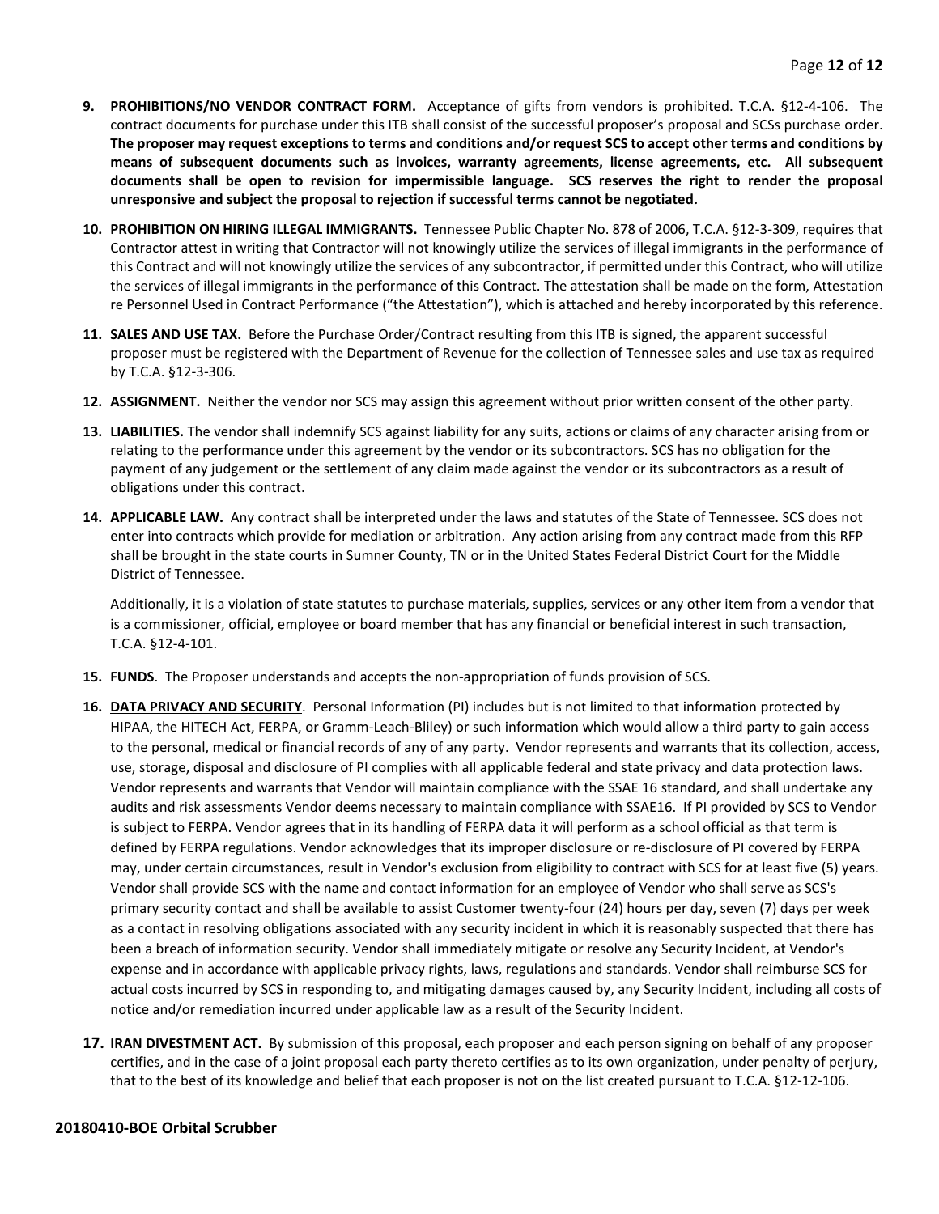9. **PROHIBITIONS/NO VENDOR CONTRACT FORM.** Acceptance of gifts from vendors is prohibited. T.C.A. §12-4-106. The contract documents for purchase under this ITB shall consist of the successful proposer's proposal and SCSs purchase order. **The proposer may request exceptions to terms and conditions and/or request SCS to accept other terms and conditions by means of subsequent documents such as invoices, warranty agreements, license agreements, etc. All subsequent documents shall be open to revision for impermissible language. SCS reserves the right to render the proposal unresponsive and subject the proposal to rejection if successful terms cannot be negotiated.**

10. **PROHIBITION ON HIRING ILLEGAL IMMIGRANTS.** Tennessee Public Chapter No. 878 of 2006, T.C.A. §12-3-309, requires that Contractor attest in writing that Contractor will not knowingly utilize the services of illegal immigrants in the performance of this Contract and will not knowingly utilize the services of any subcontractor, if permitted under this Contract, who will utilize the services of illegal immigrants in the performance of this Contract. The attestation shall be made on the form, Attestation re Personnel Used in Contract Performance ("the Attestation"), which is attached and hereby incorporated by this reference.

11. **SALES AND USE TAX.** Before the Purchase Order/Contract resulting from this ITB is signed, the apparent successful proposer must be registered with the Department of Revenue for the collection of Tennessee sales and use tax as required by T.C.A. §12-3-306.

12. **ASSIGNMENT.** Neither the vendor nor SCS may assign this agreement without prior written consent of the other party.

13. **LIABILITIES.** The vendor shall indemnify SCS against liability for any suits, actions or claims of any character arising from or relating to the performance under this agreement by the vendor or its subcontractors. SCS has no obligation for the payment of any judgement or the settlement of any claim made against the vendor or its subcontractors as a result of obligations under this contract.

14. **APPLICABLE LAW.** Any contract shall be interpreted under the laws and statutes of the State of Tennessee. SCS does not enter into contracts which provide for mediation or arbitration. Any action arising from any contract made from this RFP shall be brought in the state courts in Sumner County, TN or in the United States Federal District Court for the Middle District of Tennessee.

    Additionally, it is a violation of state statutes to purchase materials, supplies, services or any other item from a vendor that is a commissioner, official, employee or board member that has any financial or beneficial interest in such transaction, T.C.A. §12-4-101.

15. **FUNDS**. The Proposer understands and accepts the non-appropriation of funds provision of SCS.

16. **DATA PRIVACY AND SECURITY**. Personal Information (PI) includes but is not limited to that information protected by HIPAA, the HITECH Act, FERPA, or Gramm-Leach-Bliley) or such information which would allow a third party to gain access to the personal, medical or financial records of any of any party. Vendor represents and warrants that its collection, access, use, storage, disposal and disclosure of PI complies with all applicable federal and state privacy and data protection laws. Vendor represents and warrants that Vendor will maintain compliance with the SSAE 16 standard, and shall undertake any audits and risk assessments Vendor deems necessary to maintain compliance with SSAE16. If PI provided by SCS to Vendor is subject to FERPA. Vendor agrees that in its handling of FERPA data it will perform as a school official as that term is defined by FERPA regulations. Vendor acknowledges that its improper disclosure or re-disclosure of PI covered by FERPA may, under certain circumstances, result in Vendor's exclusion from eligibility to contract with SCS for at least five (5) years. Vendor shall provide SCS with the name and contact information for an employee of Vendor who shall serve as SCS's primary security contact and shall be available to assist Customer twenty-four (24) hours per day, seven (7) days per week as a contact in resolving obligations associated with any security incident in which it is reasonably suspected that there has been a breach of information security. Vendor shall immediately mitigate or resolve any Security Incident, at Vendor's expense and in accordance with applicable privacy rights, laws, regulations and standards. Vendor shall reimburse SCS for actual costs incurred by SCS in responding to, and mitigating damages caused by, any Security Incident, including all costs of notice and/or remediation incurred under applicable law as a result of the Security Incident.

17. **IRAN DIVESTMENT ACT.** By submission of this proposal, each proposer and each person signing on behalf of any proposer certifies, and in the case of a joint proposal each party thereto certifies as to its own organization, under penalty of perjury, that to the best of its knowledge and belief that each proposer is not on the list created pursuant to T.C.A. §12-12-106.

**20180410-BOE Orbital Scrubber**